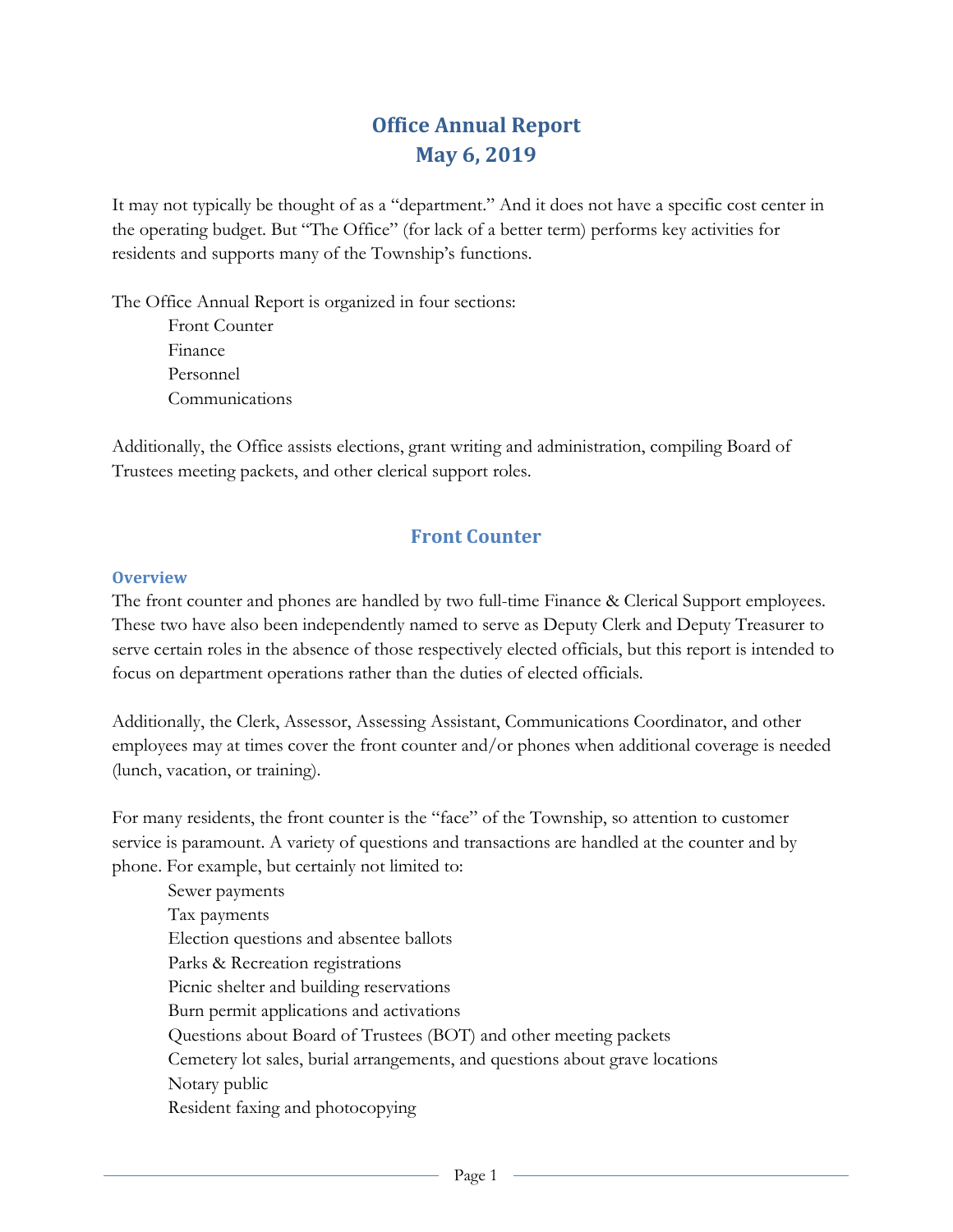# Office Annual Report
# May 6, 2019

It may not typically be thought of as a "department." And it does not have a specific cost center in the operating budget. But "The Office" (for lack of a better term) performs key activities for residents and supports many of the Township's functions.

The Office Annual Report is organized in four sections:

- Front Counter
- Finance
- Personnel
- Communications

Additionally, the Office assists elections, grant writing and administration, compiling Board of Trustees meeting packets, and other clerical support roles.

## Front Counter

### Overview

The front counter and phones are handled by two full-time Finance & Clerical Support employees. These two have also been independently named to serve as Deputy Clerk and Deputy Treasurer to serve certain roles in the absence of those respectively elected officials, but this report is intended to focus on department operations rather than the duties of elected officials.

Additionally, the Clerk, Assessor, Assessing Assistant, Communications Coordinator, and other employees may at times cover the front counter and/or phones when additional coverage is needed (lunch, vacation, or training).

For many residents, the front counter is the "face" of the Township, so attention to customer service is paramount. A variety of questions and transactions are handled at the counter and by phone. For example, but certainly not limited to:

- Sewer payments
- Tax payments
- Election questions and absentee ballots
- Parks & Recreation registrations
- Picnic shelter and building reservations
- Burn permit applications and activations
- Questions about Board of Trustees (BOT) and other meeting packets
- Cemetery lot sales, burial arrangements, and questions about grave locations
- Notary public
- Resident faxing and photocopying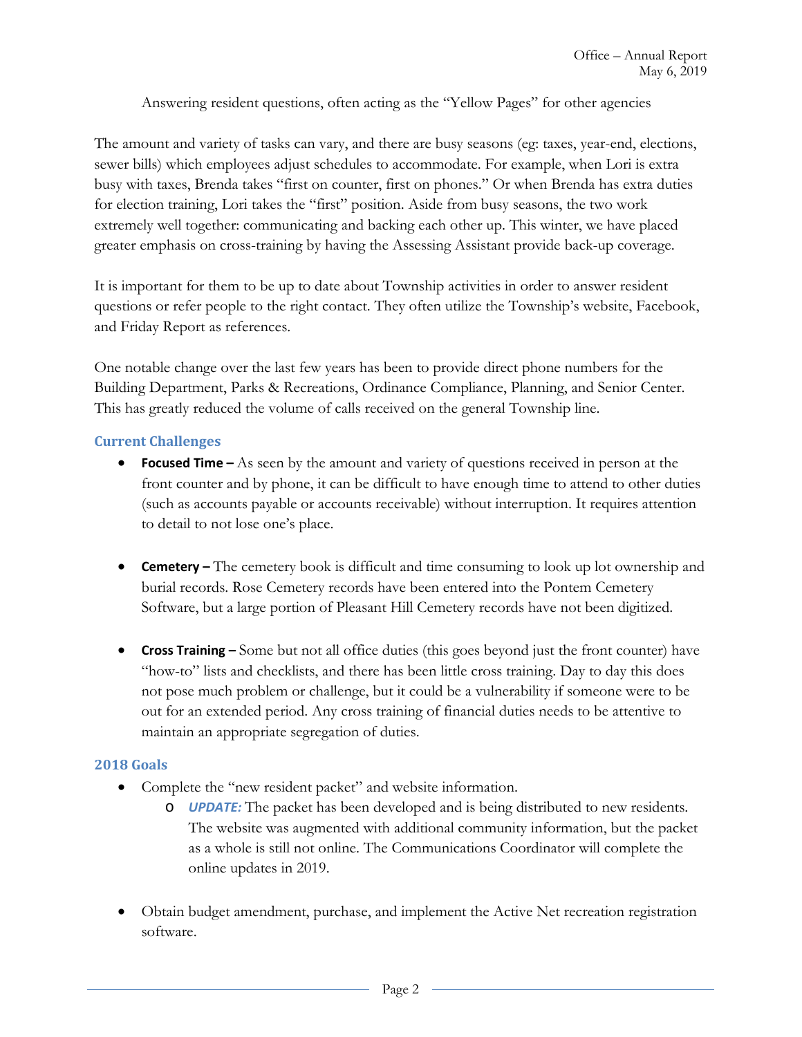Answering resident questions, often acting as the "Yellow Pages" for other agencies

The amount and variety of tasks can vary, and there are busy seasons (eg: taxes, year-end, elections, sewer bills) which employees adjust schedules to accommodate. For example, when Lori is extra busy with taxes, Brenda takes "first on counter, first on phones." Or when Brenda has extra duties for election training, Lori takes the "first" position. Aside from busy seasons, the two work extremely well together: communicating and backing each other up. This winter, we have placed greater emphasis on cross-training by having the Assessing Assistant provide back-up coverage.

It is important for them to be up to date about Township activities in order to answer resident questions or refer people to the right contact. They often utilize the Township's website, Facebook, and Friday Report as references.

One notable change over the last few years has been to provide direct phone numbers for the Building Department, Parks & Recreations, Ordinance Compliance, Planning, and Senior Center. This has greatly reduced the volume of calls received on the general Township line.

### Current Challenges

- **Focused Time –** As seen by the amount and variety of questions received in person at the front counter and by phone, it can be difficult to have enough time to attend to other duties (such as accounts payable or accounts receivable) without interruption. It requires attention to detail to not lose one's place.

- **Cemetery –** The cemetery book is difficult and time consuming to look up lot ownership and burial records. Rose Cemetery records have been entered into the Pontem Cemetery Software, but a large portion of Pleasant Hill Cemetery records have not been digitized.

- **Cross Training –** Some but not all office duties (this goes beyond just the front counter) have "how-to" lists and checklists, and there has been little cross training. Day to day this does not pose much problem or challenge, but it could be a vulnerability if someone were to be out for an extended period. Any cross training of financial duties needs to be attentive to maintain an appropriate segregation of duties.

### 2018 Goals

- Complete the "new resident packet" and website information.
  - ***UPDATE:*** The packet has been developed and is being distributed to new residents. The website was augmented with additional community information, but the packet as a whole is still not online. The Communications Coordinator will complete the online updates in 2019.

- Obtain budget amendment, purchase, and implement the Active Net recreation registration software.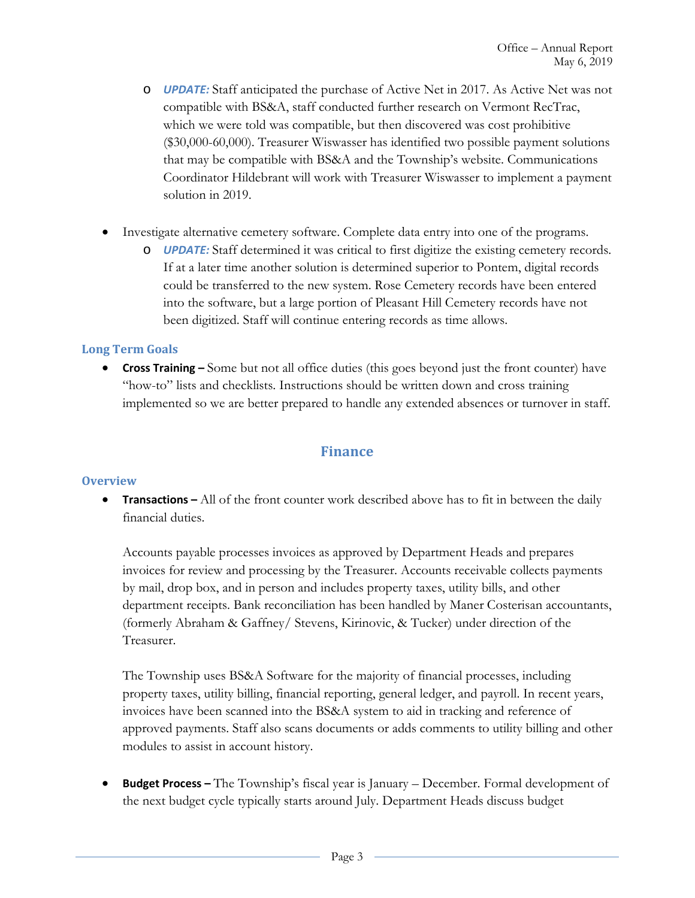- ***UPDATE:*** Staff anticipated the purchase of Active Net in 2017. As Active Net was not compatible with BS&A, staff conducted further research on Vermont RecTrac, which we were told was compatible, but then discovered was cost prohibitive ($30,000-60,000). Treasurer Wiswasser has identified two possible payment solutions that may be compatible with BS&A and the Township's website. Communications Coordinator Hildebrant will work with Treasurer Wiswasser to implement a payment solution in 2019.

- Investigate alternative cemetery software. Complete data entry into one of the programs.
   - ***UPDATE:*** Staff determined it was critical to first digitize the existing cemetery records. If at a later time another solution is determined superior to Pontem, digital records could be transferred to the new system. Rose Cemetery records have been entered into the software, but a large portion of Pleasant Hill Cemetery records have not been digitized. Staff will continue entering records as time allows.

### Long Term Goals

- **Cross Training –** Some but not all office duties (this goes beyond just the front counter) have "how-to" lists and checklists. Instructions should be written down and cross training implemented so we are better prepared to handle any extended absences or turnover in staff.

## Finance

### Overview

- **Transactions –** All of the front counter work described above has to fit in between the daily financial duties.

  Accounts payable processes invoices as approved by Department Heads and prepares invoices for review and processing by the Treasurer. Accounts receivable collects payments by mail, drop box, and in person and includes property taxes, utility bills, and other department receipts. Bank reconciliation has been handled by Maner Costerisan accountants, (formerly Abraham & Gaffney/ Stevens, Kirinovic, & Tucker) under direction of the Treasurer.

  The Township uses BS&A Software for the majority of financial processes, including property taxes, utility billing, financial reporting, general ledger, and payroll. In recent years, invoices have been scanned into the BS&A system to aid in tracking and reference of approved payments. Staff also scans documents or adds comments to utility billing and other modules to assist in account history.

- **Budget Process –** The Township's fiscal year is January – December. Formal development of the next budget cycle typically starts around July. Department Heads discuss budget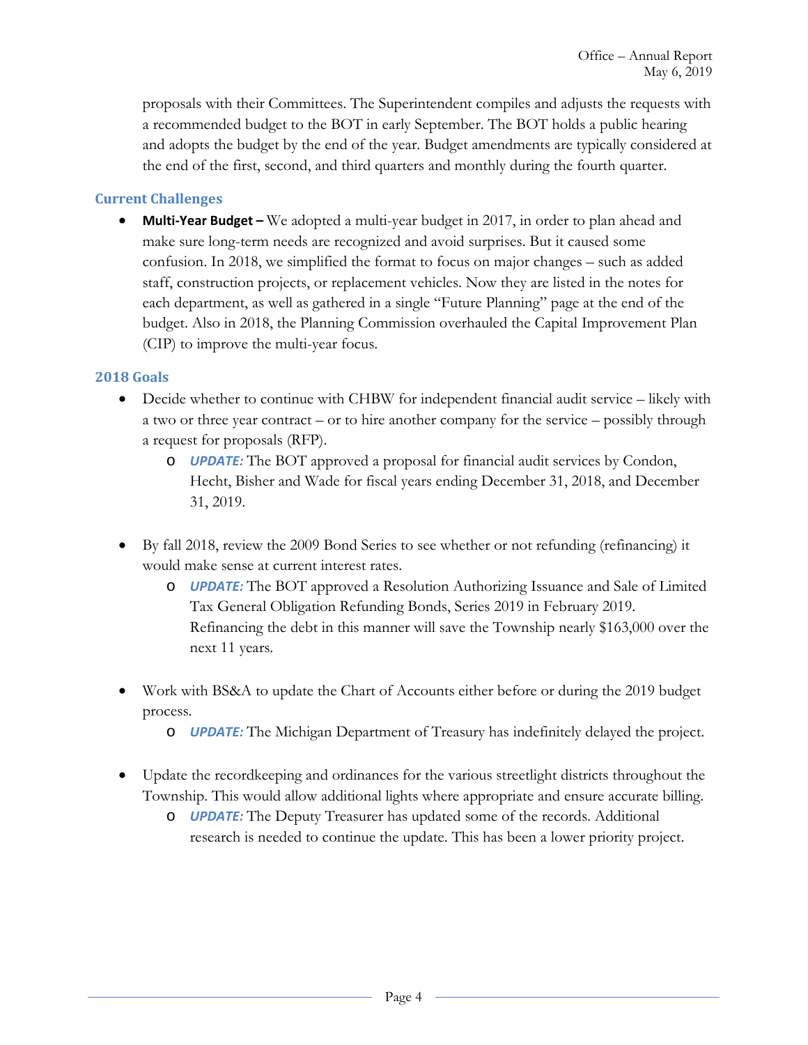proposals with their Committees. The Superintendent compiles and adjusts the requests with a recommended budget to the BOT in early September. The BOT holds a public hearing and adopts the budget by the end of the year. Budget amendments are typically considered at the end of the first, second, and third quarters and monthly during the fourth quarter.

### Current Challenges

- **Multi-Year Budget –** We adopted a multi-year budget in 2017, in order to plan ahead and make sure long-term needs are recognized and avoid surprises. But it caused some confusion. In 2018, we simplified the format to focus on major changes – such as added staff, construction projects, or replacement vehicles. Now they are listed in the notes for each department, as well as gathered in a single "Future Planning" page at the end of the budget. Also in 2018, the Planning Commission overhauled the Capital Improvement Plan (CIP) to improve the multi-year focus.

### 2018 Goals

- Decide whether to continue with CHBW for independent financial audit service – likely with a two or three year contract – or to hire another company for the service – possibly through a request for proposals (RFP).
  - ***UPDATE:*** The BOT approved a proposal for financial audit services by Condon, Hecht, Bisher and Wade for fiscal years ending December 31, 2018, and December 31, 2019.

- By fall 2018, review the 2009 Bond Series to see whether or not refunding (refinancing) it would make sense at current interest rates.
  - ***UPDATE:*** The BOT approved a Resolution Authorizing Issuance and Sale of Limited Tax General Obligation Refunding Bonds, Series 2019 in February 2019. Refinancing the debt in this manner will save the Township nearly $163,000 over the next 11 years.

- Work with BS&A to update the Chart of Accounts either before or during the 2019 budget process.
  - ***UPDATE:*** The Michigan Department of Treasury has indefinitely delayed the project.

- Update the recordkeeping and ordinances for the various streetlight districts throughout the Township. This would allow additional lights where appropriate and ensure accurate billing.
  - ***UPDATE:*** The Deputy Treasurer has updated some of the records. Additional research is needed to continue the update. This has been a lower priority project.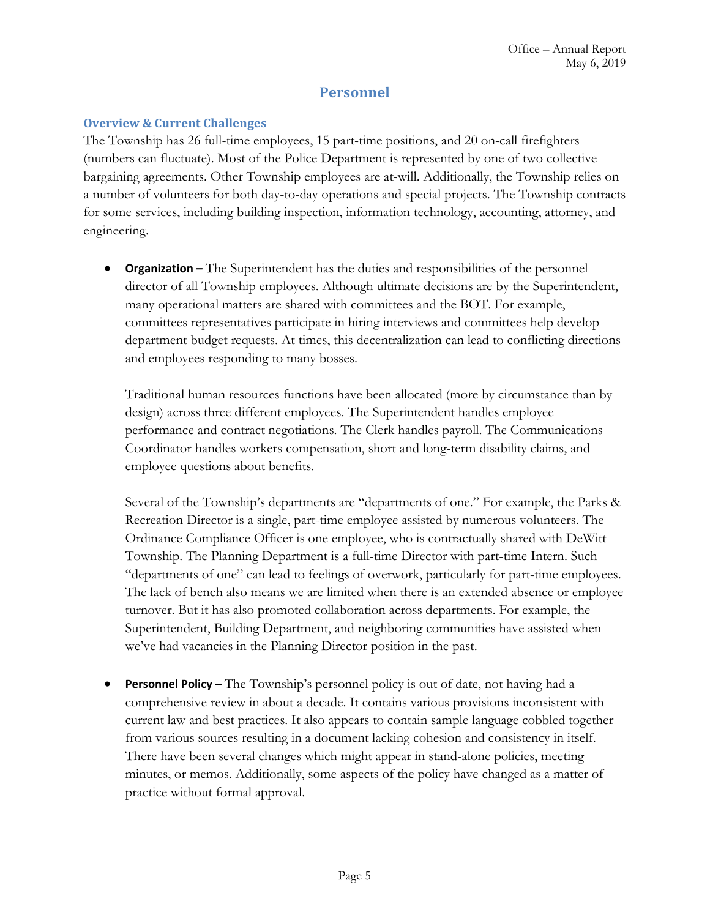## Personnel

### Overview & Current Challenges

The Township has 26 full-time employees, 15 part-time positions, and 20 on-call firefighters (numbers can fluctuate). Most of the Police Department is represented by one of two collective bargaining agreements. Other Township employees are at-will. Additionally, the Township relies on a number of volunteers for both day-to-day operations and special projects. The Township contracts for some services, including building inspection, information technology, accounting, attorney, and engineering.

- **Organization –** The Superintendent has the duties and responsibilities of the personnel director of all Township employees. Although ultimate decisions are by the Superintendent, many operational matters are shared with committees and the BOT. For example, committees representatives participate in hiring interviews and committees help develop department budget requests. At times, this decentralization can lead to conflicting directions and employees responding to many bosses.

  Traditional human resources functions have been allocated (more by circumstance than by design) across three different employees. The Superintendent handles employee performance and contract negotiations. The Clerk handles payroll. The Communications Coordinator handles workers compensation, short and long-term disability claims, and employee questions about benefits.

  Several of the Township's departments are "departments of one." For example, the Parks & Recreation Director is a single, part-time employee assisted by numerous volunteers. The Ordinance Compliance Officer is one employee, who is contractually shared with DeWitt Township. The Planning Department is a full-time Director with part-time Intern. Such "departments of one" can lead to feelings of overwork, particularly for part-time employees. The lack of bench also means we are limited when there is an extended absence or employee turnover. But it has also promoted collaboration across departments. For example, the Superintendent, Building Department, and neighboring communities have assisted when we've had vacancies in the Planning Director position in the past.

- **Personnel Policy –** The Township's personnel policy is out of date, not having had a comprehensive review in about a decade. It contains various provisions inconsistent with current law and best practices. It also appears to contain sample language cobbled together from various sources resulting in a document lacking cohesion and consistency in itself. There have been several changes which might appear in stand-alone policies, meeting minutes, or memos. Additionally, some aspects of the policy have changed as a matter of practice without formal approval.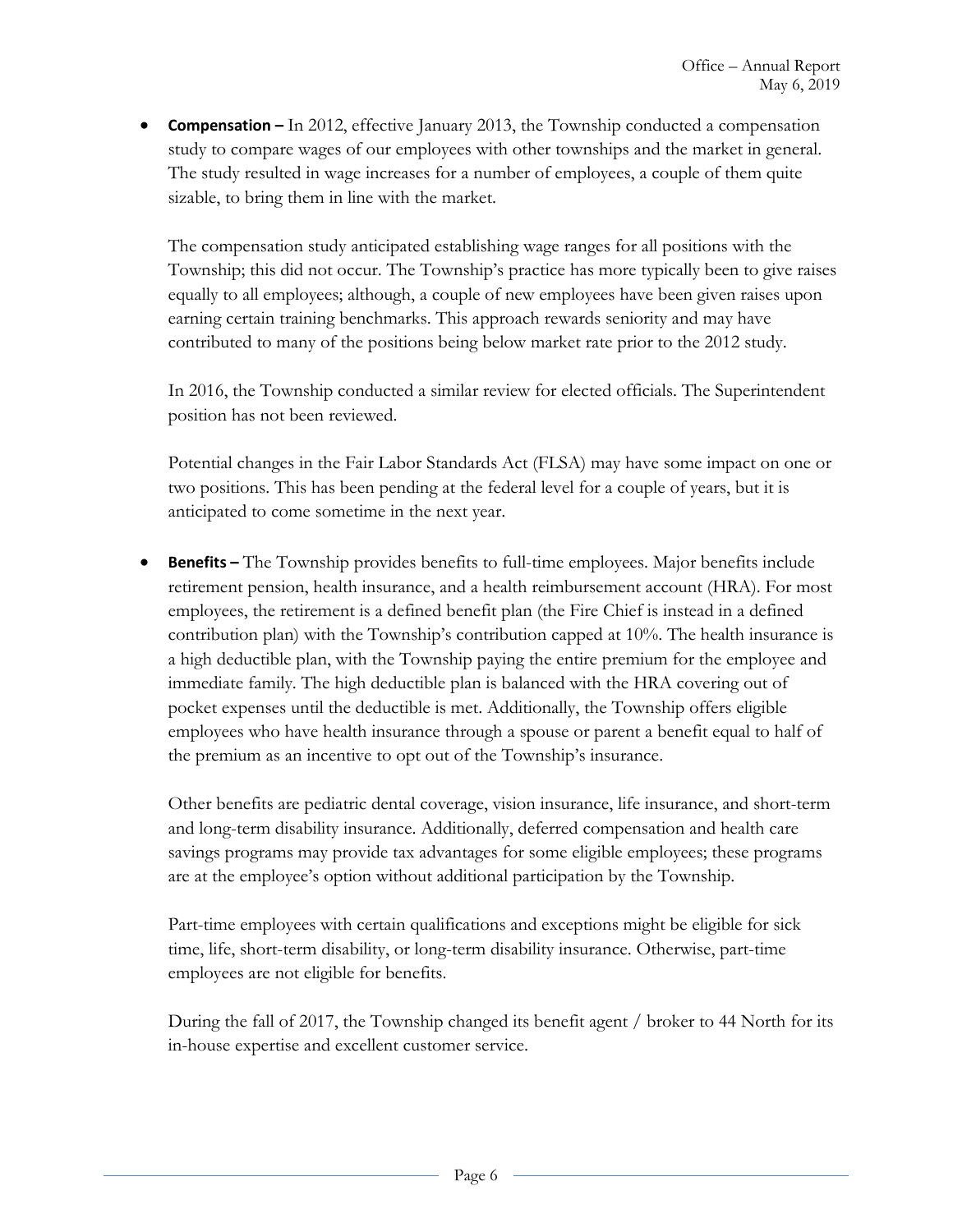- **Compensation –** In 2012, effective January 2013, the Township conducted a compensation study to compare wages of our employees with other townships and the market in general. The study resulted in wage increases for a number of employees, a couple of them quite sizable, to bring them in line with the market.

  The compensation study anticipated establishing wage ranges for all positions with the Township; this did not occur. The Township's practice has more typically been to give raises equally to all employees; although, a couple of new employees have been given raises upon earning certain training benchmarks. This approach rewards seniority and may have contributed to many of the positions being below market rate prior to the 2012 study.

  In 2016, the Township conducted a similar review for elected officials. The Superintendent position has not been reviewed.

  Potential changes in the Fair Labor Standards Act (FLSA) may have some impact on one or two positions. This has been pending at the federal level for a couple of years, but it is anticipated to come sometime in the next year.

- **Benefits –** The Township provides benefits to full-time employees. Major benefits include retirement pension, health insurance, and a health reimbursement account (HRA). For most employees, the retirement is a defined benefit plan (the Fire Chief is instead in a defined contribution plan) with the Township's contribution capped at 10%. The health insurance is a high deductible plan, with the Township paying the entire premium for the employee and immediate family. The high deductible plan is balanced with the HRA covering out of pocket expenses until the deductible is met. Additionally, the Township offers eligible employees who have health insurance through a spouse or parent a benefit equal to half of the premium as an incentive to opt out of the Township's insurance.

  Other benefits are pediatric dental coverage, vision insurance, life insurance, and short-term and long-term disability insurance. Additionally, deferred compensation and health care savings programs may provide tax advantages for some eligible employees; these programs are at the employee's option without additional participation by the Township.

  Part-time employees with certain qualifications and exceptions might be eligible for sick time, life, short-term disability, or long-term disability insurance. Otherwise, part-time employees are not eligible for benefits.

  During the fall of 2017, the Township changed its benefit agent / broker to 44 North for its in-house expertise and excellent customer service.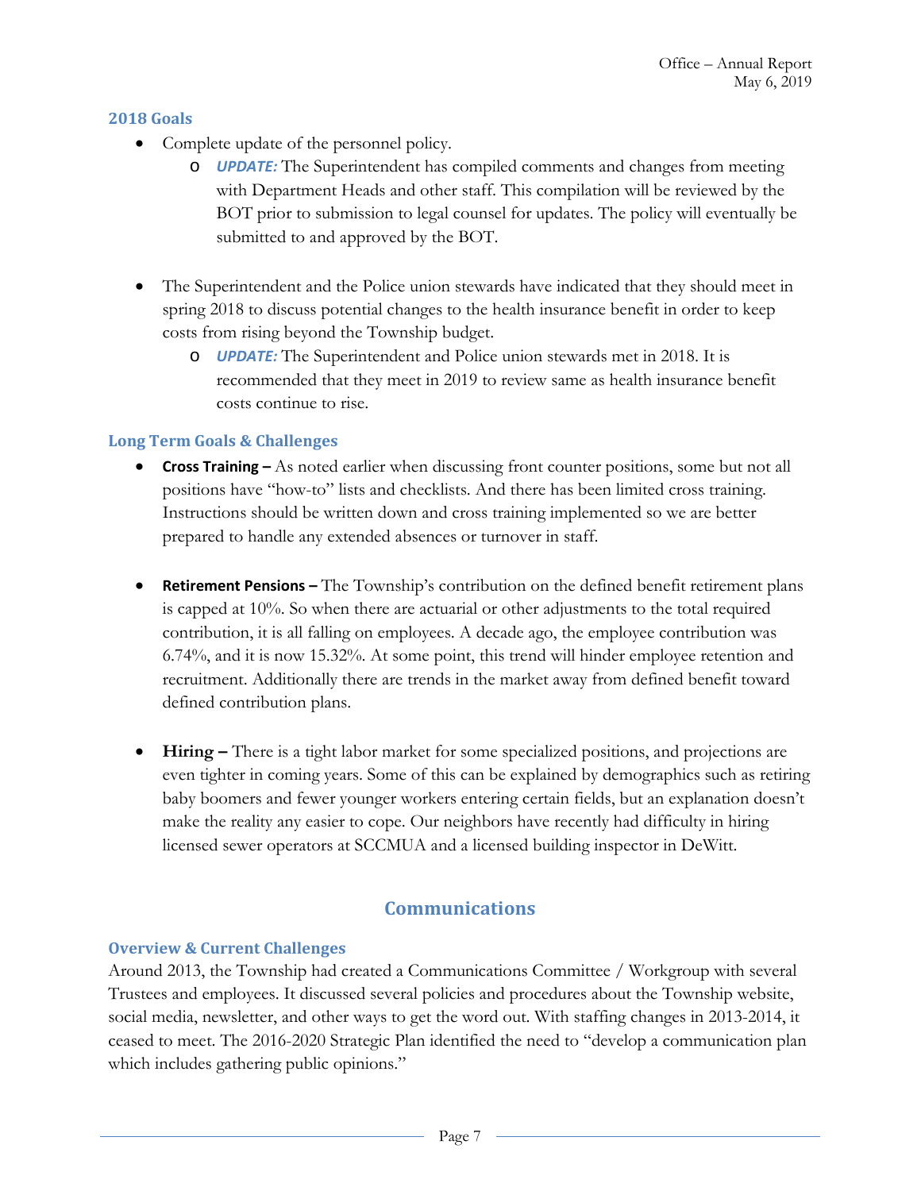### 2018 Goals

- Complete update of the personnel policy.
  - ***UPDATE:*** The Superintendent has compiled comments and changes from meeting with Department Heads and other staff. This compilation will be reviewed by the BOT prior to submission to legal counsel for updates. The policy will eventually be submitted to and approved by the BOT.

- The Superintendent and the Police union stewards have indicated that they should meet in spring 2018 to discuss potential changes to the health insurance benefit in order to keep costs from rising beyond the Township budget.
  - ***UPDATE:*** The Superintendent and Police union stewards met in 2018. It is recommended that they meet in 2019 to review same as health insurance benefit costs continue to rise.

### Long Term Goals & Challenges

- **Cross Training –** As noted earlier when discussing front counter positions, some but not all positions have "how-to" lists and checklists. And there has been limited cross training. Instructions should be written down and cross training implemented so we are better prepared to handle any extended absences or turnover in staff.

- **Retirement Pensions –** The Township's contribution on the defined benefit retirement plans is capped at 10%. So when there are actuarial or other adjustments to the total required contribution, it is all falling on employees. A decade ago, the employee contribution was 6.74%, and it is now 15.32%. At some point, this trend will hinder employee retention and recruitment. Additionally there are trends in the market away from defined benefit toward defined contribution plans.

- **Hiring –** There is a tight labor market for some specialized positions, and projections are even tighter in coming years. Some of this can be explained by demographics such as retiring baby boomers and fewer younger workers entering certain fields, but an explanation doesn't make the reality any easier to cope. Our neighbors have recently had difficulty in hiring licensed sewer operators at SCCMUA and a licensed building inspector in DeWitt.

## Communications

### Overview & Current Challenges

Around 2013, the Township had created a Communications Committee / Workgroup with several Trustees and employees. It discussed several policies and procedures about the Township website, social media, newsletter, and other ways to get the word out. With staffing changes in 2013-2014, it ceased to meet. The 2016-2020 Strategic Plan identified the need to "develop a communication plan which includes gathering public opinions."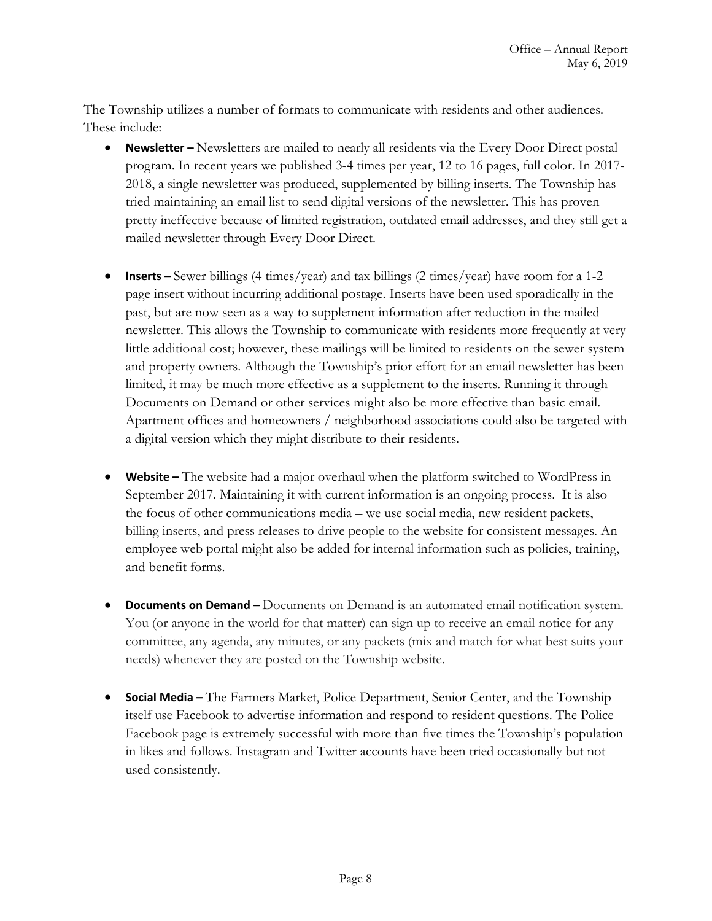The Township utilizes a number of formats to communicate with residents and other audiences. These include:

- **Newsletter –** Newsletters are mailed to nearly all residents via the Every Door Direct postal program. In recent years we published 3-4 times per year, 12 to 16 pages, full color. In 2017-2018, a single newsletter was produced, supplemented by billing inserts. The Township has tried maintaining an email list to send digital versions of the newsletter. This has proven pretty ineffective because of limited registration, outdated email addresses, and they still get a mailed newsletter through Every Door Direct.

- **Inserts –** Sewer billings (4 times/year) and tax billings (2 times/year) have room for a 1-2 page insert without incurring additional postage. Inserts have been used sporadically in the past, but are now seen as a way to supplement information after reduction in the mailed newsletter. This allows the Township to communicate with residents more frequently at very little additional cost; however, these mailings will be limited to residents on the sewer system and property owners. Although the Township's prior effort for an email newsletter has been limited, it may be much more effective as a supplement to the inserts. Running it through Documents on Demand or other services might also be more effective than basic email. Apartment offices and homeowners / neighborhood associations could also be targeted with a digital version which they might distribute to their residents.

- **Website –** The website had a major overhaul when the platform switched to WordPress in September 2017. Maintaining it with current information is an ongoing process. It is also the focus of other communications media – we use social media, new resident packets, billing inserts, and press releases to drive people to the website for consistent messages. An employee web portal might also be added for internal information such as policies, training, and benefit forms.

- **Documents on Demand –** Documents on Demand is an automated email notification system. You (or anyone in the world for that matter) can sign up to receive an email notice for any committee, any agenda, any minutes, or any packets (mix and match for what best suits your needs) whenever they are posted on the Township website.

- **Social Media –** The Farmers Market, Police Department, Senior Center, and the Township itself use Facebook to advertise information and respond to resident questions. The Police Facebook page is extremely successful with more than five times the Township's population in likes and follows. Instagram and Twitter accounts have been tried occasionally but not used consistently.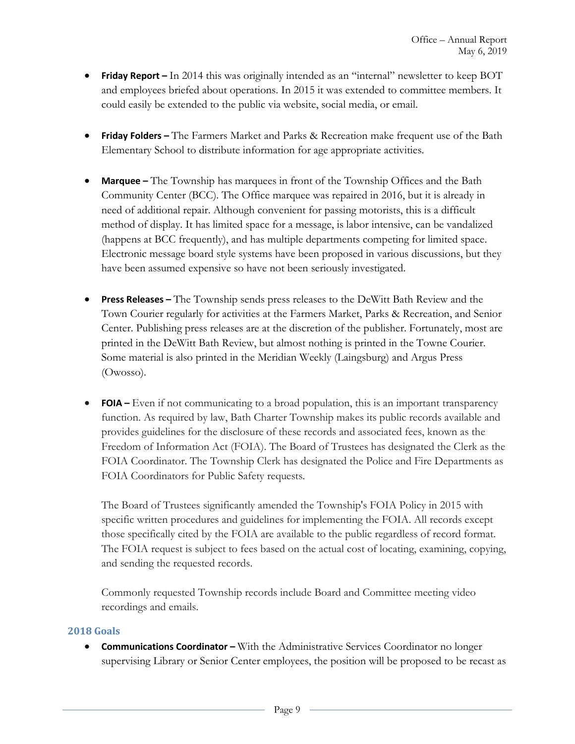- **Friday Report –** In 2014 this was originally intended as an "internal" newsletter to keep BOT and employees briefed about operations. In 2015 it was extended to committee members. It could easily be extended to the public via website, social media, or email.

- **Friday Folders –** The Farmers Market and Parks & Recreation make frequent use of the Bath Elementary School to distribute information for age appropriate activities.

- **Marquee –** The Township has marquees in front of the Township Offices and the Bath Community Center (BCC). The Office marquee was repaired in 2016, but it is already in need of additional repair. Although convenient for passing motorists, this is a difficult method of display. It has limited space for a message, is labor intensive, can be vandalized (happens at BCC frequently), and has multiple departments competing for limited space. Electronic message board style systems have been proposed in various discussions, but they have been assumed expensive so have not been seriously investigated.

- **Press Releases –** The Township sends press releases to the DeWitt Bath Review and the Town Courier regularly for activities at the Farmers Market, Parks & Recreation, and Senior Center. Publishing press releases are at the discretion of the publisher. Fortunately, most are printed in the DeWitt Bath Review, but almost nothing is printed in the Towne Courier. Some material is also printed in the Meridian Weekly (Laingsburg) and Argus Press (Owosso).

- **FOIA –** Even if not communicating to a broad population, this is an important transparency function. As required by law, Bath Charter Township makes its public records available and provides guidelines for the disclosure of these records and associated fees, known as the Freedom of Information Act (FOIA). The Board of Trustees has designated the Clerk as the FOIA Coordinator. The Township Clerk has designated the Police and Fire Departments as FOIA Coordinators for Public Safety requests.

  The Board of Trustees significantly amended the Township's FOIA Policy in 2015 with specific written procedures and guidelines for implementing the FOIA. All records except those specifically cited by the FOIA are available to the public regardless of record format. The FOIA request is subject to fees based on the actual cost of locating, examining, copying, and sending the requested records.

  Commonly requested Township records include Board and Committee meeting video recordings and emails.

### 2018 Goals

- **Communications Coordinator –** With the Administrative Services Coordinator no longer supervising Library or Senior Center employees, the position will be proposed to be recast as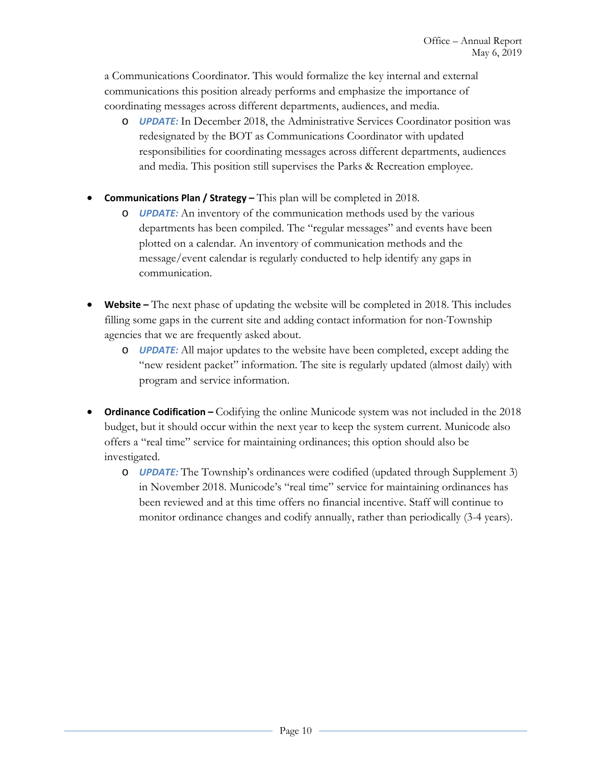a Communications Coordinator. This would formalize the key internal and external communications this position already performs and emphasize the importance of coordinating messages across different departments, audiences, and media.

- ***UPDATE:*** In December 2018, the Administrative Services Coordinator position was redesignated by the BOT as Communications Coordinator with updated responsibilities for coordinating messages across different departments, audiences and media. This position still supervises the Parks & Recreation employee.

- **Communications Plan / Strategy –** This plan will be completed in 2018.
  - ***UPDATE:*** An inventory of the communication methods used by the various departments has been compiled. The "regular messages" and events have been plotted on a calendar. An inventory of communication methods and the message/event calendar is regularly conducted to help identify any gaps in communication.

- **Website –** The next phase of updating the website will be completed in 2018. This includes filling some gaps in the current site and adding contact information for non-Township agencies that we are frequently asked about.
  - ***UPDATE:*** All major updates to the website have been completed, except adding the "new resident packet" information. The site is regularly updated (almost daily) with program and service information.

- **Ordinance Codification –** Codifying the online Municode system was not included in the 2018 budget, but it should occur within the next year to keep the system current. Municode also offers a "real time" service for maintaining ordinances; this option should also be investigated.
  - ***UPDATE:*** The Township's ordinances were codified (updated through Supplement 3) in November 2018. Municode's "real time" service for maintaining ordinances has been reviewed and at this time offers no financial incentive. Staff will continue to monitor ordinance changes and codify annually, rather than periodically (3-4 years).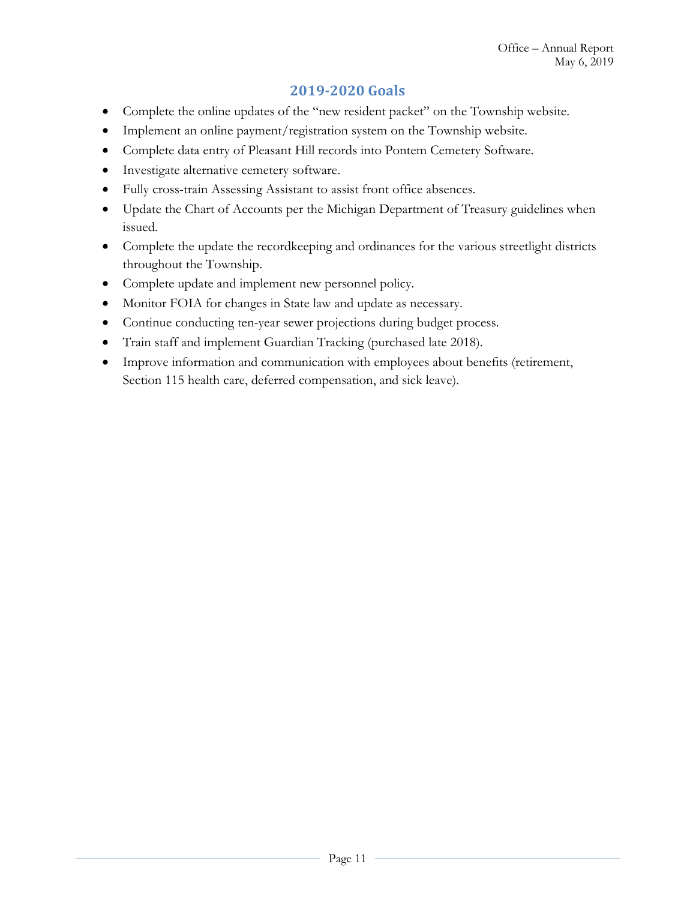## 2019-2020 Goals

- Complete the online updates of the "new resident packet" on the Township website.
- Implement an online payment/registration system on the Township website.
- Complete data entry of Pleasant Hill records into Pontem Cemetery Software.
- Investigate alternative cemetery software.
- Fully cross-train Assessing Assistant to assist front office absences.
- Update the Chart of Accounts per the Michigan Department of Treasury guidelines when issued.
- Complete the update the recordkeeping and ordinances for the various streetlight districts throughout the Township.
- Complete update and implement new personnel policy.
- Monitor FOIA for changes in State law and update as necessary.
- Continue conducting ten-year sewer projections during budget process.
- Train staff and implement Guardian Tracking (purchased late 2018).
- Improve information and communication with employees about benefits (retirement, Section 115 health care, deferred compensation, and sick leave).